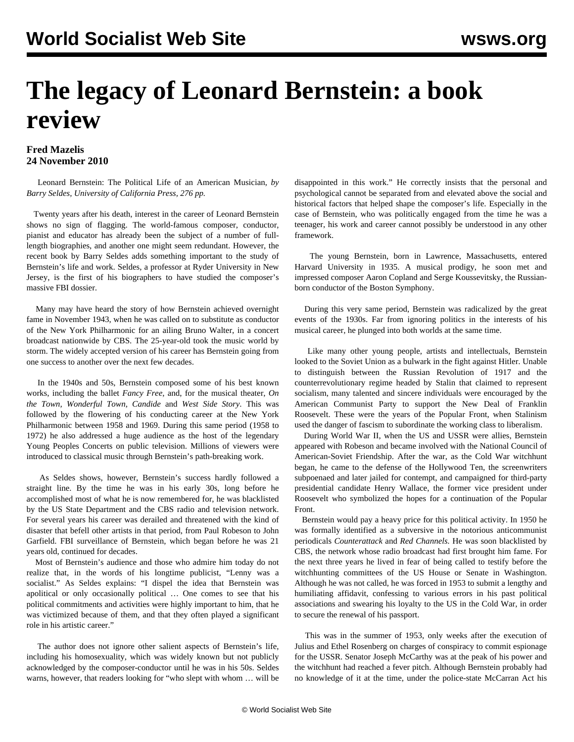# The legacy of Leonard Bernstein: a book review

**Fred Mazelis**
**24 November 2010**

Leonard Bernstein: The Political Life of an American Musician, *by Barry Seldes, University of California Press, 276 pp.*

Twenty years after his death, interest in the career of Leonard Bernstein shows no sign of flagging. The world-famous composer, conductor, pianist and educator has already been the subject of a number of full-length biographies, and another one might seem redundant. However, the recent book by Barry Seldes adds something important to the study of Bernstein's life and work. Seldes, a professor at Ryder University in New Jersey, is the first of his biographers to have studied the composer's massive FBI dossier.

Many may have heard the story of how Bernstein achieved overnight fame in November 1943, when he was called on to substitute as conductor of the New York Philharmonic for an ailing Bruno Walter, in a concert broadcast nationwide by CBS. The 25-year-old took the music world by storm. The widely accepted version of his career has Bernstein going from one success to another over the next few decades.

In the 1940s and 50s, Bernstein composed some of his best known works, including the ballet *Fancy Free*, and, for the musical theater, *On the Town*, *Wonderful Town*, *Candide* and *West Side Story*. This was followed by the flowering of his conducting career at the New York Philharmonic between 1958 and 1969. During this same period (1958 to 1972) he also addressed a huge audience as the host of the legendary Young Peoples Concerts on public television. Millions of viewers were introduced to classical music through Bernstein's path-breaking work.

As Seldes shows, however, Bernstein's success hardly followed a straight line. By the time he was in his early 30s, long before he accomplished most of what he is now remembered for, he was blacklisted by the US State Department and the CBS radio and television network. For several years his career was derailed and threatened with the kind of disaster that befell other artists in that period, from Paul Robeson to John Garfield. FBI surveillance of Bernstein, which began before he was 21 years old, continued for decades.

Most of Bernstein's audience and those who admire him today do not realize that, in the words of his longtime publicist, "Lenny was a socialist." As Seldes explains: "I dispel the idea that Bernstein was apolitical or only occasionally political … One comes to see that his political commitments and activities were highly important to him, that he was victimized because of them, and that they often played a significant role in his artistic career."

The author does not ignore other salient aspects of Bernstein's life, including his homosexuality, which was widely known but not publicly acknowledged by the composer-conductor until he was in his 50s. Seldes warns, however, that readers looking for "who slept with whom … will be disappointed in this work." He correctly insists that the personal and psychological cannot be separated from and elevated above the social and historical factors that helped shape the composer's life. Especially in the case of Bernstein, who was politically engaged from the time he was a teenager, his work and career cannot possibly be understood in any other framework.

The young Bernstein, born in Lawrence, Massachusetts, entered Harvard University in 1935. A musical prodigy, he soon met and impressed composer Aaron Copland and Serge Koussevitsky, the Russian-born conductor of the Boston Symphony.

During this very same period, Bernstein was radicalized by the great events of the 1930s. Far from ignoring politics in the interests of his musical career, he plunged into both worlds at the same time.

Like many other young people, artists and intellectuals, Bernstein looked to the Soviet Union as a bulwark in the fight against Hitler. Unable to distinguish between the Russian Revolution of 1917 and the counterrevolutionary regime headed by Stalin that claimed to represent socialism, many talented and sincere individuals were encouraged by the American Communist Party to support the New Deal of Franklin Roosevelt. These were the years of the Popular Front, when Stalinism used the danger of fascism to subordinate the working class to liberalism.

During World War II, when the US and USSR were allies, Bernstein appeared with Robeson and became involved with the National Council of American-Soviet Friendship. After the war, as the Cold War witchhunt began, he came to the defense of the Hollywood Ten, the screenwriters subpoenaed and later jailed for contempt, and campaigned for third-party presidential candidate Henry Wallace, the former vice president under Roosevelt who symbolized the hopes for a continuation of the Popular Front.

Bernstein would pay a heavy price for this political activity. In 1950 he was formally identified as a subversive in the notorious anticommunist periodicals *Counterattack* and *Red Channels.* He was soon blacklisted by CBS, the network whose radio broadcast had first brought him fame. For the next three years he lived in fear of being called to testify before the witchhunting committees of the US House or Senate in Washington. Although he was not called, he was forced in 1953 to submit a lengthy and humiliating affidavit, confessing to various errors in his past political associations and swearing his loyalty to the US in the Cold War, in order to secure the renewal of his passport.

This was in the summer of 1953, only weeks after the execution of Julius and Ethel Rosenberg on charges of conspiracy to commit espionage for the USSR. Senator Joseph McCarthy was at the peak of his power and the witchhunt had reached a fever pitch. Although Bernstein probably had no knowledge of it at the time, under the police-state McCarran Act his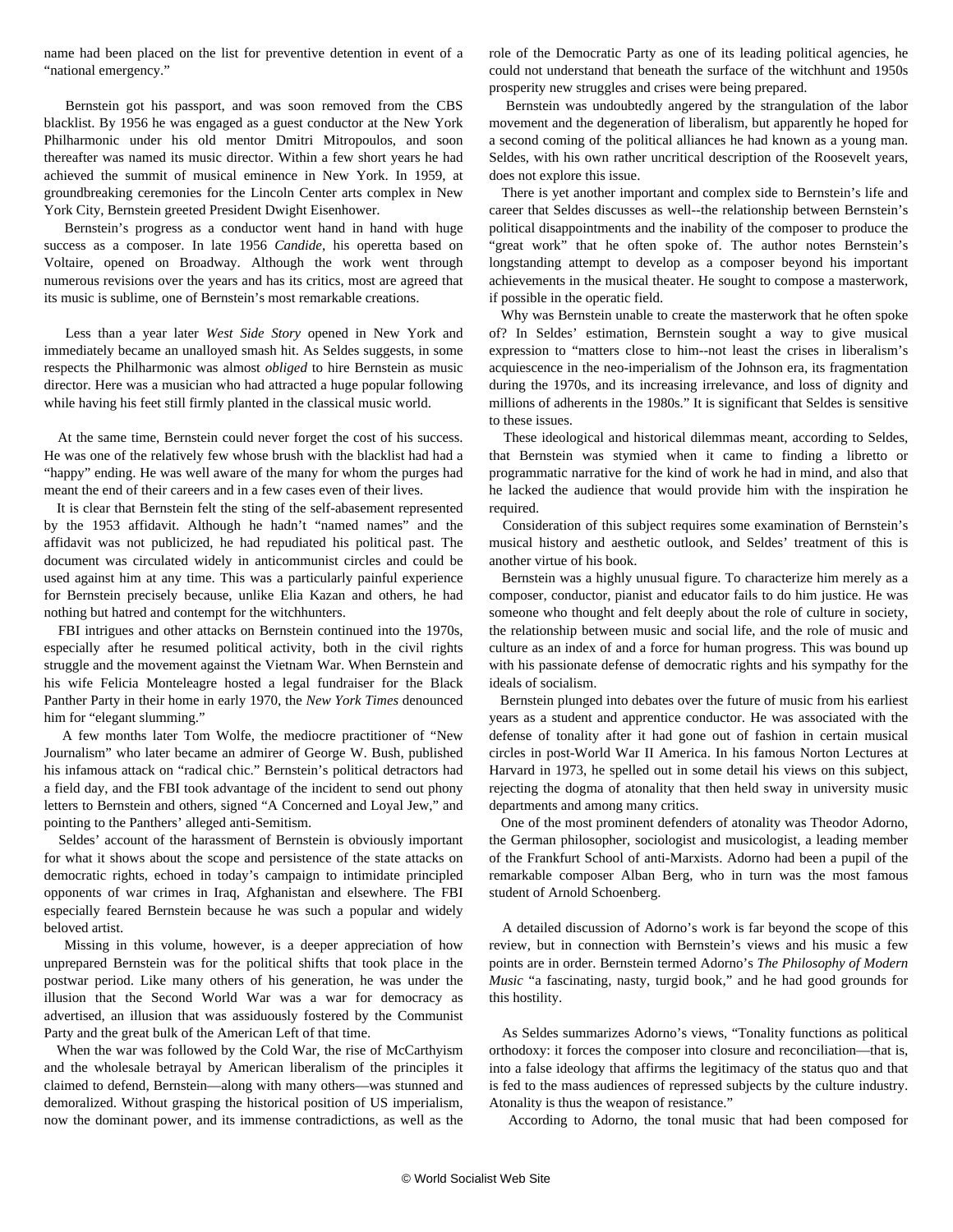name had been placed on the list for preventive detention in event of a "national emergency."

Bernstein got his passport, and was soon removed from the CBS blacklist. By 1956 he was engaged as a guest conductor at the New York Philharmonic under his old mentor Dmitri Mitropoulos, and soon thereafter was named its music director. Within a few short years he had achieved the summit of musical eminence in New York. In 1959, at groundbreaking ceremonies for the Lincoln Center arts complex in New York City, Bernstein greeted President Dwight Eisenhower.

Bernstein's progress as a conductor went hand in hand with huge success as a composer. In late 1956 *Candide*, his operetta based on Voltaire, opened on Broadway. Although the work went through numerous revisions over the years and has its critics, most are agreed that its music is sublime, one of Bernstein's most remarkable creations.

Less than a year later *West Side Story* opened in New York and immediately became an unalloyed smash hit. As Seldes suggests, in some respects the Philharmonic was almost *obliged* to hire Bernstein as music director. Here was a musician who had attracted a huge popular following while having his feet still firmly planted in the classical music world.

At the same time, Bernstein could never forget the cost of his success. He was one of the relatively few whose brush with the blacklist had had a "happy" ending. He was well aware of the many for whom the purges had meant the end of their careers and in a few cases even of their lives.

It is clear that Bernstein felt the sting of the self-abasement represented by the 1953 affidavit. Although he hadn't "named names" and the affidavit was not publicized, he had repudiated his political past. The document was circulated widely in anticommunist circles and could be used against him at any time. This was a particularly painful experience for Bernstein precisely because, unlike Elia Kazan and others, he had nothing but hatred and contempt for the witchhunters.

FBI intrigues and other attacks on Bernstein continued into the 1970s, especially after he resumed political activity, both in the civil rights struggle and the movement against the Vietnam War. When Bernstein and his wife Felicia Monteleagre hosted a legal fundraiser for the Black Panther Party in their home in early 1970, the *New York Times* denounced him for "elegant slumming."

A few months later Tom Wolfe, the mediocre practitioner of "New Journalism" who later became an admirer of George W. Bush, published his infamous attack on "radical chic." Bernstein's political detractors had a field day, and the FBI took advantage of the incident to send out phony letters to Bernstein and others, signed "A Concerned and Loyal Jew," and pointing to the Panthers' alleged anti-Semitism.

Seldes' account of the harassment of Bernstein is obviously important for what it shows about the scope and persistence of the state attacks on democratic rights, echoed in today's campaign to intimidate principled opponents of war crimes in Iraq, Afghanistan and elsewhere. The FBI especially feared Bernstein because he was such a popular and widely beloved artist.

Missing in this volume, however, is a deeper appreciation of how unprepared Bernstein was for the political shifts that took place in the postwar period. Like many others of his generation, he was under the illusion that the Second World War was a war for democracy as advertised, an illusion that was assiduously fostered by the Communist Party and the great bulk of the American Left of that time.

When the war was followed by the Cold War, the rise of McCarthyism and the wholesale betrayal by American liberalism of the principles it claimed to defend, Bernstein—along with many others—was stunned and demoralized. Without grasping the historical position of US imperialism, now the dominant power, and its immense contradictions, as well as the role of the Democratic Party as one of its leading political agencies, he could not understand that beneath the surface of the witchhunt and 1950s prosperity new struggles and crises were being prepared.

Bernstein was undoubtedly angered by the strangulation of the labor movement and the degeneration of liberalism, but apparently he hoped for a second coming of the political alliances he had known as a young man. Seldes, with his own rather uncritical description of the Roosevelt years, does not explore this issue.

There is yet another important and complex side to Bernstein's life and career that Seldes discusses as well--the relationship between Bernstein's political disappointments and the inability of the composer to produce the "great work" that he often spoke of. The author notes Bernstein's longstanding attempt to develop as a composer beyond his important achievements in the musical theater. He sought to compose a masterwork, if possible in the operatic field.

Why was Bernstein unable to create the masterwork that he often spoke of? In Seldes' estimation, Bernstein sought a way to give musical expression to "matters close to him--not least the crises in liberalism's acquiescence in the neo-imperialism of the Johnson era, its fragmentation during the 1970s, and its increasing irrelevance, and loss of dignity and millions of adherents in the 1980s." It is significant that Seldes is sensitive to these issues.

These ideological and historical dilemmas meant, according to Seldes, that Bernstein was stymied when it came to finding a libretto or programmatic narrative for the kind of work he had in mind, and also that he lacked the audience that would provide him with the inspiration he required.

Consideration of this subject requires some examination of Bernstein's musical history and aesthetic outlook, and Seldes' treatment of this is another virtue of his book.

Bernstein was a highly unusual figure. To characterize him merely as a composer, conductor, pianist and educator fails to do him justice. He was someone who thought and felt deeply about the role of culture in society, the relationship between music and social life, and the role of music and culture as an index of and a force for human progress. This was bound up with his passionate defense of democratic rights and his sympathy for the ideals of socialism.

Bernstein plunged into debates over the future of music from his earliest years as a student and apprentice conductor. He was associated with the defense of tonality after it had gone out of fashion in certain musical circles in post-World War II America. In his famous Norton Lectures at Harvard in 1973, he spelled out in some detail his views on this subject, rejecting the dogma of atonality that then held sway in university music departments and among many critics.

One of the most prominent defenders of atonality was Theodor Adorno, the German philosopher, sociologist and musicologist, a leading member of the Frankfurt School of anti-Marxists. Adorno had been a pupil of the remarkable composer Alban Berg, who in turn was the most famous student of Arnold Schoenberg.

A detailed discussion of Adorno's work is far beyond the scope of this review, but in connection with Bernstein's views and his music a few points are in order. Bernstein termed Adorno's *The Philosophy of Modern Music* "a fascinating, nasty, turgid book," and he had good grounds for this hostility.

As Seldes summarizes Adorno's views, "Tonality functions as political orthodoxy: it forces the composer into closure and reconciliation—that is, into a false ideology that affirms the legitimacy of the status quo and that is fed to the mass audiences of repressed subjects by the culture industry. Atonality is thus the weapon of resistance."

According to Adorno, the tonal music that had been composed for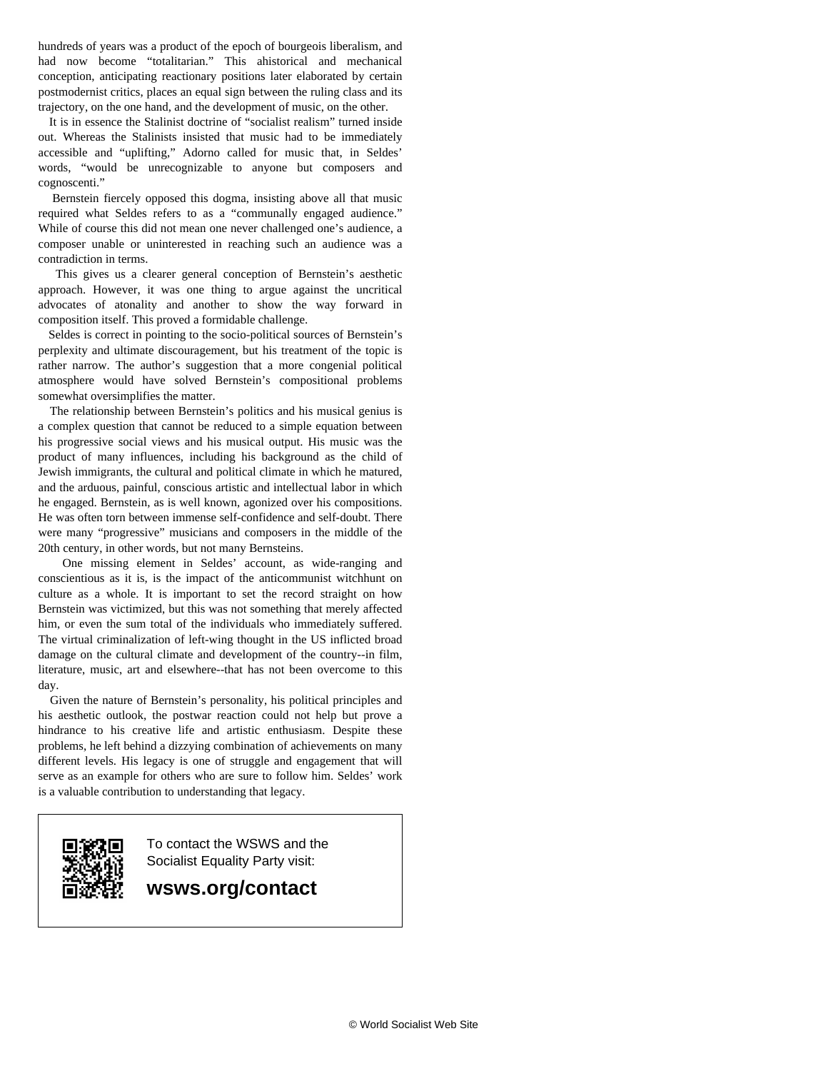hundreds of years was a product of the epoch of bourgeois liberalism, and had now become "totalitarian." This ahistorical and mechanical conception, anticipating reactionary positions later elaborated by certain postmodernist critics, places an equal sign between the ruling class and its trajectory, on the one hand, and the development of music, on the other.

It is in essence the Stalinist doctrine of "socialist realism" turned inside out. Whereas the Stalinists insisted that music had to be immediately accessible and "uplifting," Adorno called for music that, in Seldes' words, "would be unrecognizable to anyone but composers and cognoscenti."

Bernstein fiercely opposed this dogma, insisting above all that music required what Seldes refers to as a "communally engaged audience." While of course this did not mean one never challenged one's audience, a composer unable or uninterested in reaching such an audience was a contradiction in terms.

This gives us a clearer general conception of Bernstein's aesthetic approach. However, it was one thing to argue against the uncritical advocates of atonality and another to show the way forward in composition itself. This proved a formidable challenge.

Seldes is correct in pointing to the socio-political sources of Bernstein's perplexity and ultimate discouragement, but his treatment of the topic is rather narrow. The author's suggestion that a more congenial political atmosphere would have solved Bernstein's compositional problems somewhat oversimplifies the matter.

The relationship between Bernstein's politics and his musical genius is a complex question that cannot be reduced to a simple equation between his progressive social views and his musical output. His music was the product of many influences, including his background as the child of Jewish immigrants, the cultural and political climate in which he matured, and the arduous, painful, conscious artistic and intellectual labor in which he engaged. Bernstein, as is well known, agonized over his compositions. He was often torn between immense self-confidence and self-doubt. There were many "progressive" musicians and composers in the middle of the 20th century, in other words, but not many Bernsteins.

One missing element in Seldes' account, as wide-ranging and conscientious as it is, is the impact of the anticommunist witchhunt on culture as a whole. It is important to set the record straight on how Bernstein was victimized, but this was not something that merely affected him, or even the sum total of the individuals who immediately suffered. The virtual criminalization of left-wing thought in the US inflicted broad damage on the cultural climate and development of the country--in film, literature, music, art and elsewhere--that has not been overcome to this day.

Given the nature of Bernstein's personality, his political principles and his aesthetic outlook, the postwar reaction could not help but prove a hindrance to his creative life and artistic enthusiasm. Despite these problems, he left behind a dizzying combination of achievements on many different levels. His legacy is one of struggle and engagement that will serve as an example for others who are sure to follow him. Seldes' work is a valuable contribution to understanding that legacy.

To contact the WSWS and the Socialist Equality Party visit:

**wsws.org/contact**